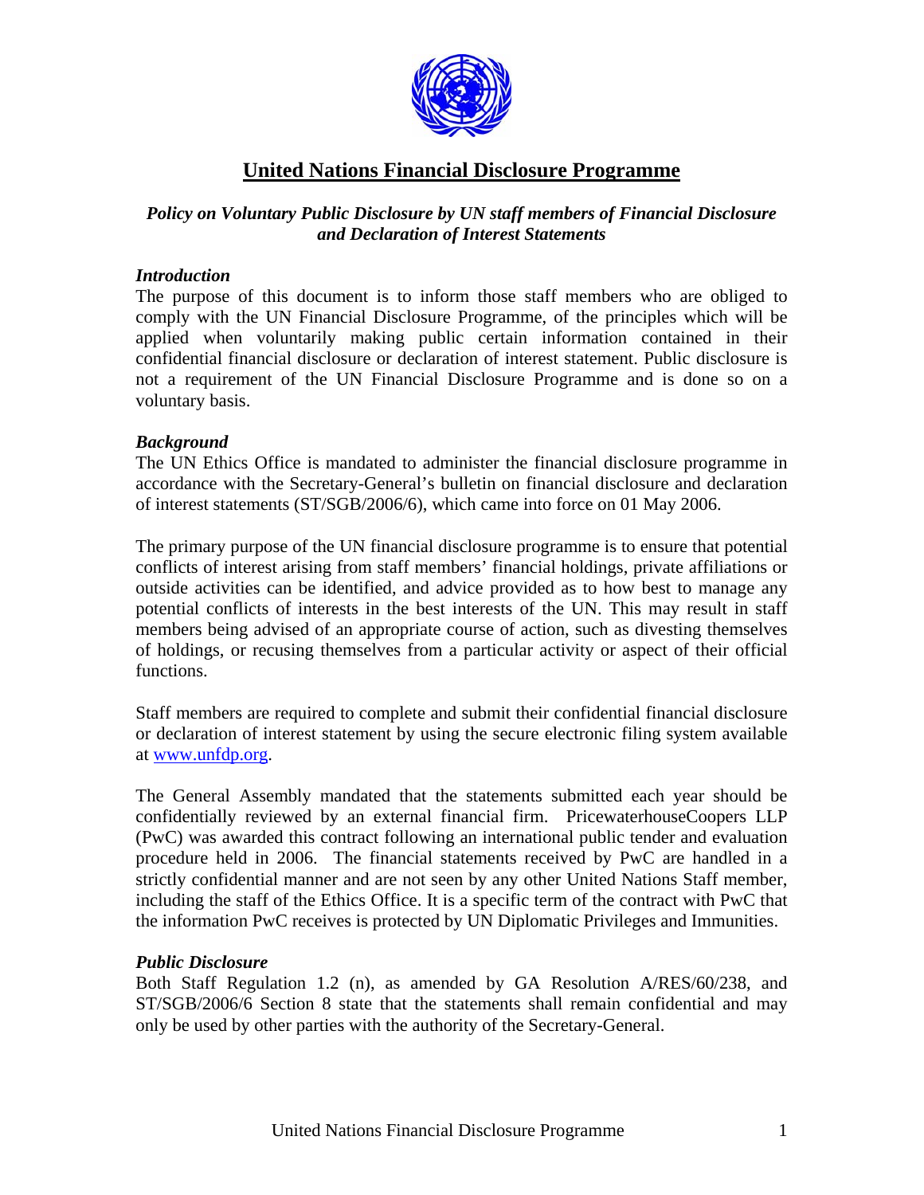# United Nations Financial Disclosure Programme

***Policy on Voluntary Public Disclosure by UN staff members of Financial Disclosure and Declaration of Interest Statements***

### *Introduction*

The purpose of this document is to inform those staff members who are obliged to comply with the UN Financial Disclosure Programme, of the principles which will be applied when voluntarily making public certain information contained in their confidential financial disclosure or declaration of interest statement. Public disclosure is not a requirement of the UN Financial Disclosure Programme and is done so on a voluntary basis.

### *Background*

The UN Ethics Office is mandated to administer the financial disclosure programme in accordance with the Secretary-General's bulletin on financial disclosure and declaration of interest statements (ST/SGB/2006/6), which came into force on 01 May 2006.

The primary purpose of the UN financial disclosure programme is to ensure that potential conflicts of interest arising from staff members' financial holdings, private affiliations or outside activities can be identified, and advice provided as to how best to manage any potential conflicts of interests in the best interests of the UN. This may result in staff members being advised of an appropriate course of action, such as divesting themselves of holdings, or recusing themselves from a particular activity or aspect of their official functions.

Staff members are required to complete and submit their confidential financial disclosure or declaration of interest statement by using the secure electronic filing system available at www.unfdp.org.

The General Assembly mandated that the statements submitted each year should be confidentially reviewed by an external financial firm. PricewaterhouseCoopers LLP (PwC) was awarded this contract following an international public tender and evaluation procedure held in 2006. The financial statements received by PwC are handled in a strictly confidential manner and are not seen by any other United Nations Staff member, including the staff of the Ethics Office. It is a specific term of the contract with PwC that the information PwC receives is protected by UN Diplomatic Privileges and Immunities.

### *Public Disclosure*

Both Staff Regulation 1.2 (n), as amended by GA Resolution A/RES/60/238, and ST/SGB/2006/6 Section 8 state that the statements shall remain confidential and may only be used by other parties with the authority of the Secretary-General.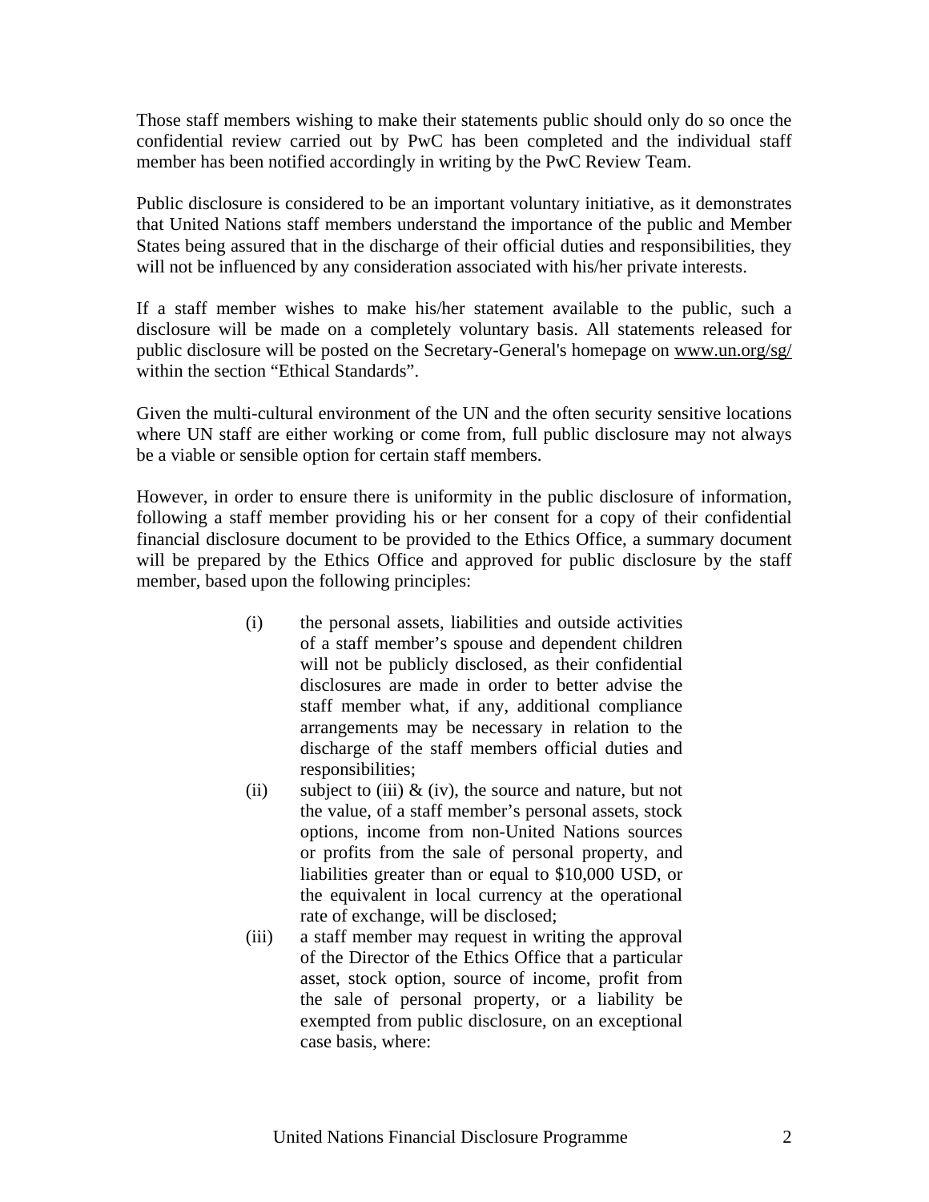Those staff members wishing to make their statements public should only do so once the confidential review carried out by PwC has been completed and the individual staff member has been notified accordingly in writing by the PwC Review Team.

Public disclosure is considered to be an important voluntary initiative, as it demonstrates that United Nations staff members understand the importance of the public and Member States being assured that in the discharge of their official duties and responsibilities, they will not be influenced by any consideration associated with his/her private interests.

If a staff member wishes to make his/her statement available to the public, such a disclosure will be made on a completely voluntary basis. All statements released for public disclosure will be posted on the Secretary-General's homepage on www.un.org/sg/ within the section "Ethical Standards".

Given the multi-cultural environment of the UN and the often security sensitive locations where UN staff are either working or come from, full public disclosure may not always be a viable or sensible option for certain staff members.

However, in order to ensure there is uniformity in the public disclosure of information, following a staff member providing his or her consent for a copy of their confidential financial disclosure document to be provided to the Ethics Office, a summary document will be prepared by the Ethics Office and approved for public disclosure by the staff member, based upon the following principles:

(i) the personal assets, liabilities and outside activities of a staff member's spouse and dependent children will not be publicly disclosed, as their confidential disclosures are made in order to better advise the staff member what, if any, additional compliance arrangements may be necessary in relation to the discharge of the staff members official duties and responsibilities;

(ii) subject to (iii) & (iv), the source and nature, but not the value, of a staff member's personal assets, stock options, income from non-United Nations sources or profits from the sale of personal property, and liabilities greater than or equal to $10,000 USD, or the equivalent in local currency at the operational rate of exchange, will be disclosed;

(iii) a staff member may request in writing the approval of the Director of the Ethics Office that a particular asset, stock option, source of income, profit from the sale of personal property, or a liability be exempted from public disclosure, on an exceptional case basis, where: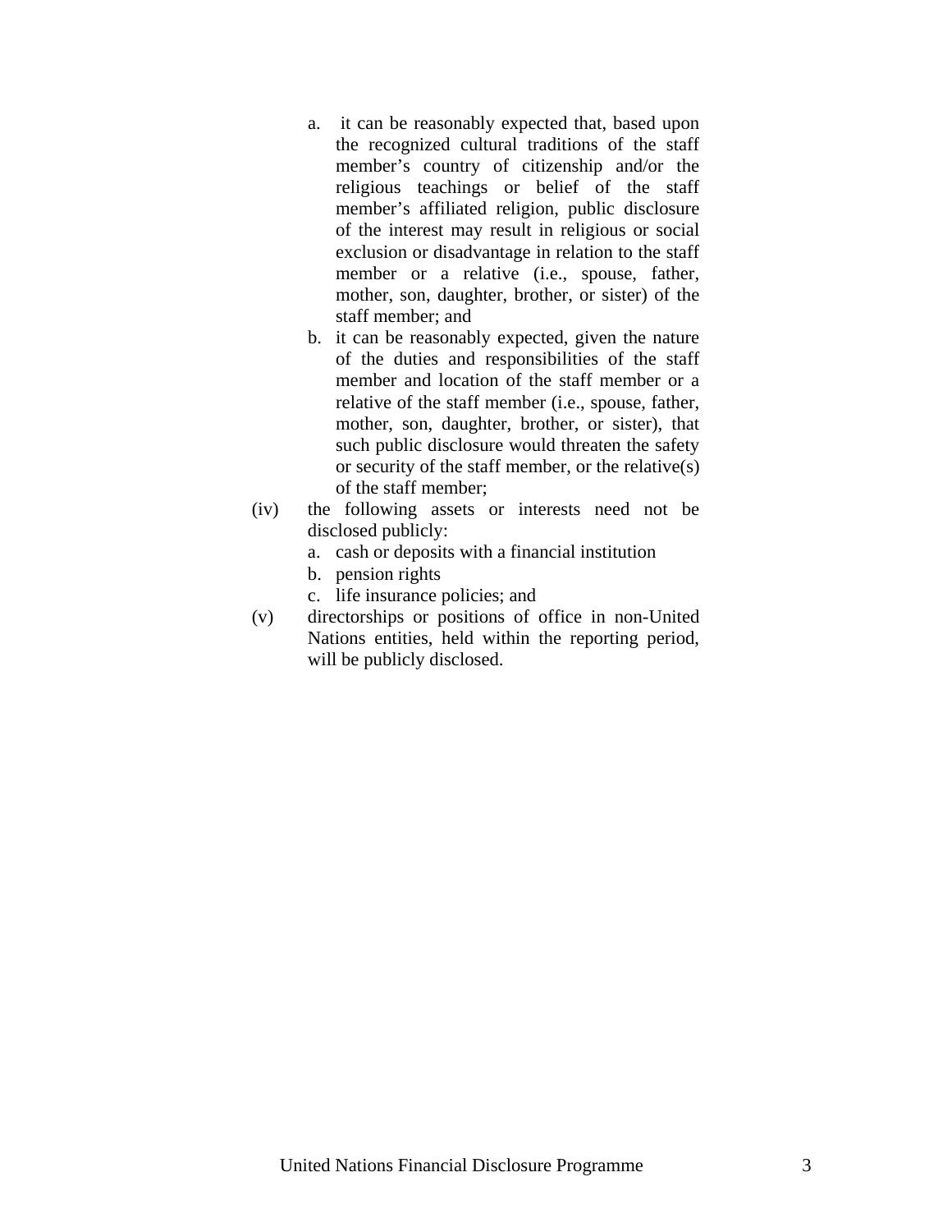a. it can be reasonably expected that, based upon the recognized cultural traditions of the staff member's country of citizenship and/or the religious teachings or belief of the staff member's affiliated religion, public disclosure of the interest may result in religious or social exclusion or disadvantage in relation to the staff member or a relative (i.e., spouse, father, mother, son, daughter, brother, or sister) of the staff member; and

b. it can be reasonably expected, given the nature of the duties and responsibilities of the staff member and location of the staff member or a relative of the staff member (i.e., spouse, father, mother, son, daughter, brother, or sister), that such public disclosure would threaten the safety or security of the staff member, or the relative(s) of the staff member;

(iv) the following assets or interests need not be disclosed publicly:

a. cash or deposits with a financial institution

b. pension rights

c. life insurance policies; and

(v) directorships or positions of office in non-United Nations entities, held within the reporting period, will be publicly disclosed.